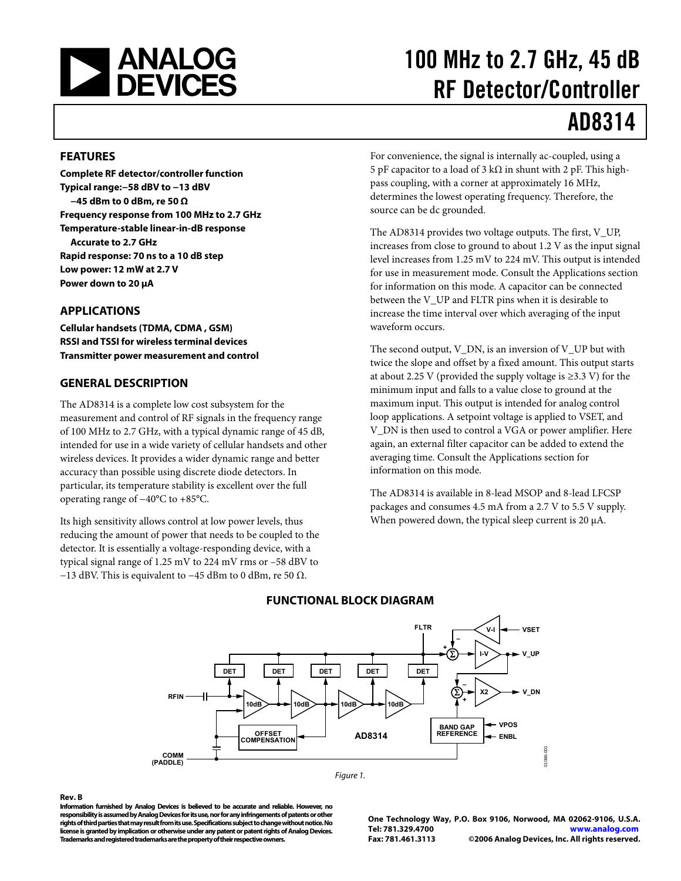# 100 MHz to 2.7 GHz, 45 dB RF Detector/Controller

# AD8314

## FEATURES

**Complete RF detector/controller function**
**Typical range: −58 dBV to −13 dBV**
**−45 dBm to 0 dBm, re 50 Ω**
**Frequency response from 100 MHz to 2.7 GHz**
**Temperature-stable linear-in-dB response**
**Accurate to 2.7 GHz**
**Rapid response: 70 ns to a 10 dB step**
**Low power: 12 mW at 2.7 V**
**Power down to 20 µA**

## APPLICATIONS

**Cellular handsets (TDMA, CDMA , GSM)**
**RSSI and TSSI for wireless terminal devices**
**Transmitter power measurement and control**

## GENERAL DESCRIPTION

The AD8314 is a complete low cost subsystem for the measurement and control of RF signals in the frequency range of 100 MHz to 2.7 GHz, with a typical dynamic range of 45 dB, intended for use in a wide variety of cellular handsets and other wireless devices. It provides a wider dynamic range and better accuracy than possible using discrete diode detectors. In particular, its temperature stability is excellent over the full operating range of −40°C to +85°C.

Its high sensitivity allows control at low power levels, thus reducing the amount of power that needs to be coupled to the detector. It is essentially a voltage-responding device, with a typical signal range of 1.25 mV to 224 mV rms or −58 dBV to −13 dBV. This is equivalent to −45 dBm to 0 dBm, re 50 Ω.

For convenience, the signal is internally ac-coupled, using a 5 pF capacitor to a load of 3 kΩ in shunt with 2 pF. This high-pass coupling, with a corner at approximately 16 MHz, determines the lowest operating frequency. Therefore, the source can be dc grounded.

The AD8314 provides two voltage outputs. The first, V_UP, increases from close to ground to about 1.2 V as the input signal level increases from 1.25 mV to 224 mV. This output is intended for use in measurement mode. Consult the Applications section for information on this mode. A capacitor can be connected between the V_UP and FLTR pins when it is desirable to increase the time interval over which averaging of the input waveform occurs.

The second output, V_DN, is an inversion of V_UP but with twice the slope and offset by a fixed amount. This output starts at about 2.25 V (provided the supply voltage is ≥3.3 V) for the minimum input and falls to a value close to ground at the maximum input. This output is intended for analog control loop applications. A setpoint voltage is applied to VSET, and V_DN is then used to control a VGA or power amplifier. Here again, an external filter capacitor can be added to extend the averaging time. Consult the Applications section for information on this mode.

The AD8314 is available in 8-lead MSOP and 8-lead LFCSP packages and consumes 4.5 mA from a 2.7 V to 5.5 V supply. When powered down, the typical sleep current is 20 µA.

## FUNCTIONAL BLOCK DIAGRAM

Figure 1.

**Rev. B**
**Information furnished by Analog Devices is believed to be accurate and reliable. However, no responsibility is assumed by Analog Devices for its use, nor for any infringements of patents or other rights of third parties that may result from its use. Specifications subject to change without notice. No license is granted by implication or otherwise under any patent or patent rights of Analog Devices. Trademarks and registered trademarks are the property of their respective owners.**

**One Technology Way, P.O. Box 9106, Norwood, MA 02062-9106, U.S.A.**
**Tel: 781.329.4700** **www.analog.com**
**Fax: 781.461.3113** **©2006 Analog Devices, Inc. All rights reserved.**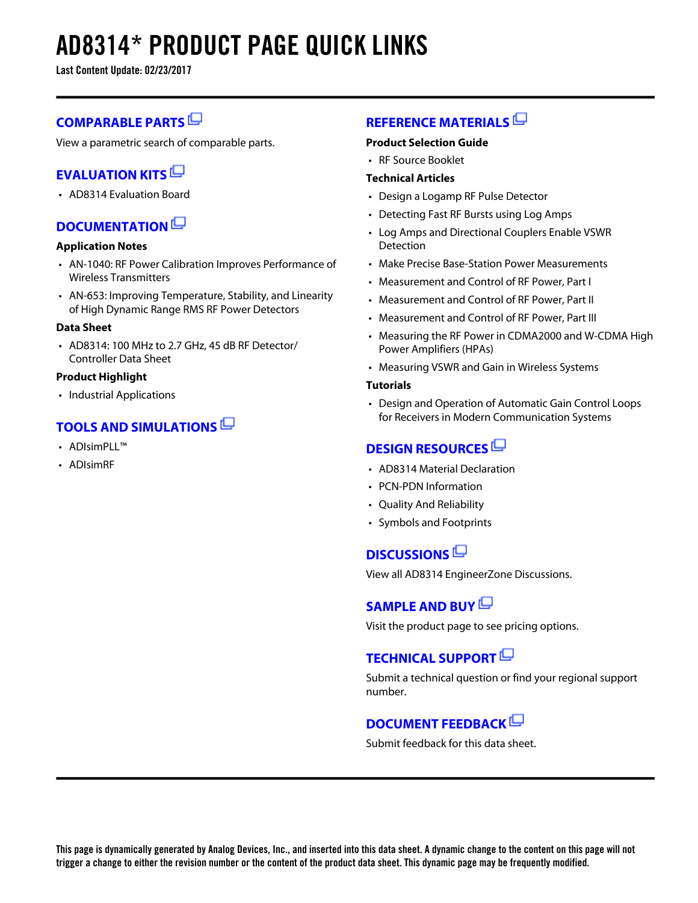# AD8314* PRODUCT PAGE QUICK LINKS

**Last Content Update: 02/23/2017**

## COMPARABLE PARTS

View a parametric search of comparable parts.

## EVALUATION KITS

- AD8314 Evaluation Board

## DOCUMENTATION

**Application Notes**

- AN-1040: RF Power Calibration Improves Performance of Wireless Transmitters
- AN-653: Improving Temperature, Stability, and Linearity of High Dynamic Range RMS RF Power Detectors

**Data Sheet**

- AD8314: 100 MHz to 2.7 GHz, 45 dB RF Detector/ Controller Data Sheet

**Product Highlight**

- Industrial Applications

## TOOLS AND SIMULATIONS

- ADIsimPLL™
- ADIsimRF

## REFERENCE MATERIALS

**Product Selection Guide**

- RF Source Booklet

**Technical Articles**

- Design a Logamp RF Pulse Detector
- Detecting Fast RF Bursts using Log Amps
- Log Amps and Directional Couplers Enable VSWR Detection
- Make Precise Base-Station Power Measurements
- Measurement and Control of RF Power, Part I
- Measurement and Control of RF Power, Part II
- Measurement and Control of RF Power, Part III
- Measuring the RF Power in CDMA2000 and W-CDMA High Power Amplifiers (HPAs)
- Measuring VSWR and Gain in Wireless Systems

**Tutorials**

- Design and Operation of Automatic Gain Control Loops for Receivers in Modern Communication Systems

## DESIGN RESOURCES

- AD8314 Material Declaration
- PCN-PDN Information
- Quality And Reliability
- Symbols and Footprints

## DISCUSSIONS

View all AD8314 EngineerZone Discussions.

## SAMPLE AND BUY

Visit the product page to see pricing options.

## TECHNICAL SUPPORT

Submit a technical question or find your regional support number.

## DOCUMENT FEEDBACK

Submit feedback for this data sheet.

**This page is dynamically generated by Analog Devices, Inc., and inserted into this data sheet. A dynamic change to the content on this page will not trigger a change to either the revision number or the content of the product data sheet. This dynamic page may be frequently modified.**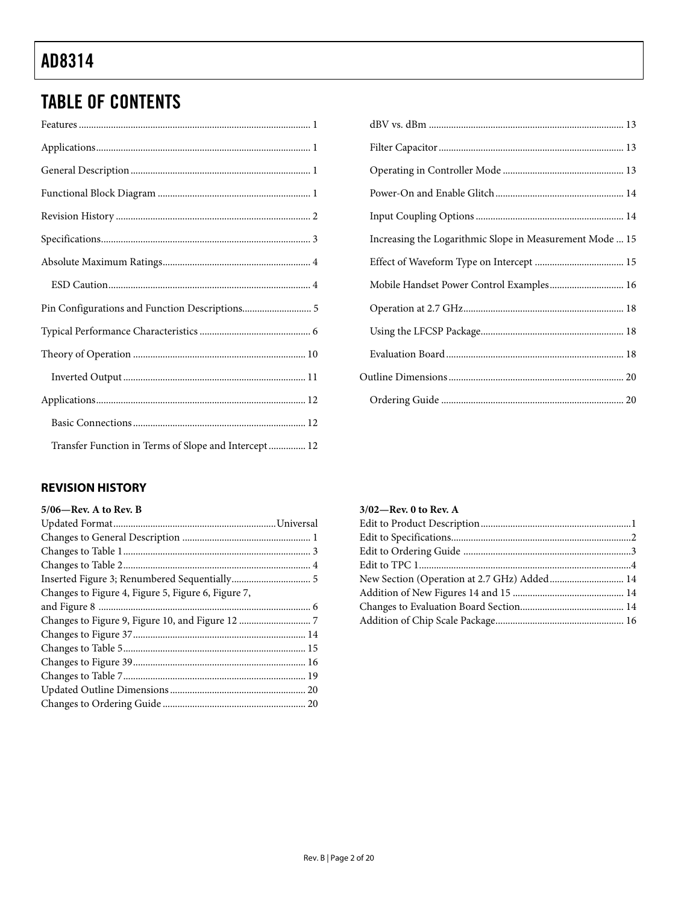## TABLE OF CONTENTS

Features ... 1
Applications ... 1
General Description ... 1
Functional Block Diagram ... 1
Revision History ... 2
Specifications ... 3
Absolute Maximum Ratings ... 4
- ESD Caution ... 4

Pin Configurations and Function Descriptions ... 5
Typical Performance Characteristics ... 6
Theory of Operation ... 10
- Inverted Output ... 11

Applications ... 12
- Basic Connections ... 12
- Transfer Function in Terms of Slope and Intercept ... 12
- dBV vs. dBm ... 13
- Filter Capacitor ... 13
- Operating in Controller Mode ... 13
- Power-On and Enable Glitch ... 14
- Input Coupling Options ... 14
- Increasing the Logarithmic Slope in Measurement Mode ... 15
- Effect of Waveform Type on Intercept ... 15
- Mobile Handset Power Control Examples ... 16
- Operation at 2.7 GHz ... 18
- Using the LFCSP Package ... 18
- Evaluation Board ... 18

Outline Dimensions ... 20
- Ordering Guide ... 20

### REVISION HISTORY

**5/06—Rev. A to Rev. B**

Updated Format ... Universal
Changes to General Description ... 1
Changes to Table 1 ... 3
Changes to Table 2 ... 4
Inserted Figure 3; Renumbered Sequentially ... 5
Changes to Figure 4, Figure 5, Figure 6, Figure 7, and Figure 8 ... 6
Changes to Figure 9, Figure 10, and Figure 12 ... 7
Changes to Figure 37 ... 14
Changes to Table 5 ... 15
Changes to Figure 39 ... 16
Changes to Table 7 ... 19
Updated Outline Dimensions ... 20
Changes to Ordering Guide ... 20

**3/02—Rev. 0 to Rev. A**

Edit to Product Description ... 1
Edit to Specifications ... 2
Edit to Ordering Guide ... 3
Edit to TPC 1 ... 4
New Section (Operation at 2.7 GHz) Added ... 14
Addition of New Figures 14 and 15 ... 14
Changes to Evaluation Board Section ... 14
Addition of Chip Scale Package ... 16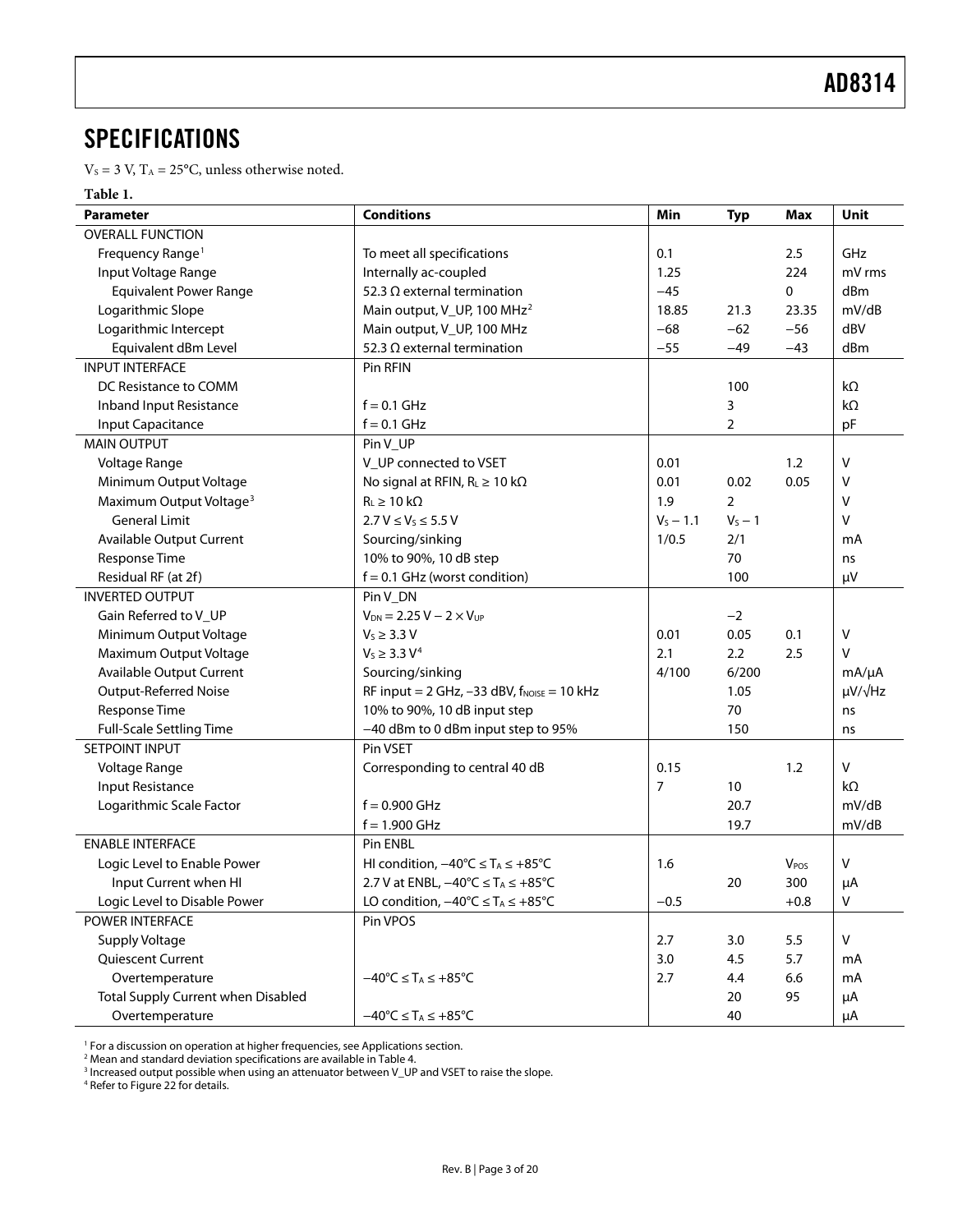## SPECIFICATIONS

$V_S$ = 3 V, $T_A$ = 25°C, unless otherwise noted.

**Table 1.**

| Parameter | Conditions | Min | Typ | Max | Unit |
|---|---|---|---|---|---|
| OVERALL FUNCTION | | | | | |
| Frequency Range[1] | To meet all specifications | 0.1 | | 2.5 | GHz |
| Input Voltage Range | Internally ac-coupled | 1.25 | | 224 | mV rms |
| Equivalent Power Range | 52.3 Ω external termination | −45 | | 0 | dBm |
| Logarithmic Slope | Main output, V_UP, 100 MHz[2] | 18.85 | 21.3 | 23.35 | mV/dB |
| Logarithmic Intercept | Main output, V_UP, 100 MHz | −68 | −62 | −56 | dBV |
| Equivalent dBm Level | 52.3 Ω external termination | −55 | −49 | −43 | dBm |
| INPUT INTERFACE | Pin RFIN | | | | |
| DC Resistance to COMM | | | 100 | | kΩ |
| Inband Input Resistance | f = 0.1 GHz | | 3 | | kΩ |
| Input Capacitance | f = 0.1 GHz | | 2 | | pF |
| MAIN OUTPUT | Pin V_UP | | | | |
| Voltage Range | V_UP connected to VSET | 0.01 | | 1.2 | V |
| Minimum Output Voltage | No signal at RFIN, $R_L$ ≥ 10 kΩ | 0.01 | 0.02 | 0.05 | V |
| Maximum Output Voltage[3] | $R_L$ ≥ 10 kΩ | 1.9 | 2 | | V |
| General Limit | 2.7 V ≤ $V_S$ ≤ 5.5 V | $V_S$ − 1.1 | $V_S$ − 1 | | V |
| Available Output Current | Sourcing/sinking | 1/0.5 | 2/1 | | mA |
| Response Time | 10% to 90%, 10 dB step | | 70 | | ns |
| Residual RF (at 2f) | f = 0.1 GHz (worst condition) | | 100 | | μV |
| INVERTED OUTPUT | Pin V_DN | | | | |
| Gain Referred to V_UP | $V_{DN}$ = 2.25 V − 2 × $V_{UP}$ | | −2 | | |
| Minimum Output Voltage | $V_S$ ≥ 3.3 V | 0.01 | 0.05 | 0.1 | V |
| Maximum Output Voltage | $V_S$ ≥ 3.3 V[4] | 2.1 | 2.2 | 2.5 | V |
| Available Output Current | Sourcing/sinking | 4/100 | 6/200 | | mA/μA |
| Output-Referred Noise | RF input = 2 GHz, −33 dBV, $f_{NOISE}$ = 10 kHz | | 1.05 | | μV/√Hz |
| Response Time | 10% to 90%, 10 dB input step | | 70 | | ns |
| Full-Scale Settling Time | −40 dBm to 0 dBm input step to 95% | | 150 | | ns |
| SETPOINT INPUT | Pin VSET | | | | |
| Voltage Range | Corresponding to central 40 dB | 0.15 | | 1.2 | V |
| Input Resistance | | 7 | 10 | | kΩ |
| Logarithmic Scale Factor | f = 0.900 GHz | | 20.7 | | mV/dB |
| | f = 1.900 GHz | | 19.7 | | mV/dB |
| ENABLE INTERFACE | Pin ENBL | | | | |
| Logic Level to Enable Power | HI condition, −40°C ≤ $T_A$ ≤ +85°C | 1.6 | | $V_{POS}$ | V |
| Input Current when HI | 2.7 V at ENBL, −40°C ≤ $T_A$ ≤ +85°C | | 20 | 300 | μA |
| Logic Level to Disable Power | LO condition, −40°C ≤ $T_A$ ≤ +85°C | −0.5 | | +0.8 | V |
| POWER INTERFACE | Pin VPOS | | | | |
| Supply Voltage | | 2.7 | 3.0 | 5.5 | V |
| Quiescent Current | | 3.0 | 4.5 | 5.7 | mA |
| Overtemperature | −40°C ≤ $T_A$ ≤ +85°C | 2.7 | 4.4 | 6.6 | mA |
| Total Supply Current when Disabled | | | 20 | 95 | μA |
| Overtemperature | −40°C ≤ $T_A$ ≤ +85°C | | 40 | | μA |

[1] For a discussion on operation at higher frequencies, see Applications section.
[2] Mean and standard deviation specifications are available in Table 4.
[3] Increased output possible when using an attenuator between V_UP and VSET to raise the slope.
[4] Refer to Figure 22 for details.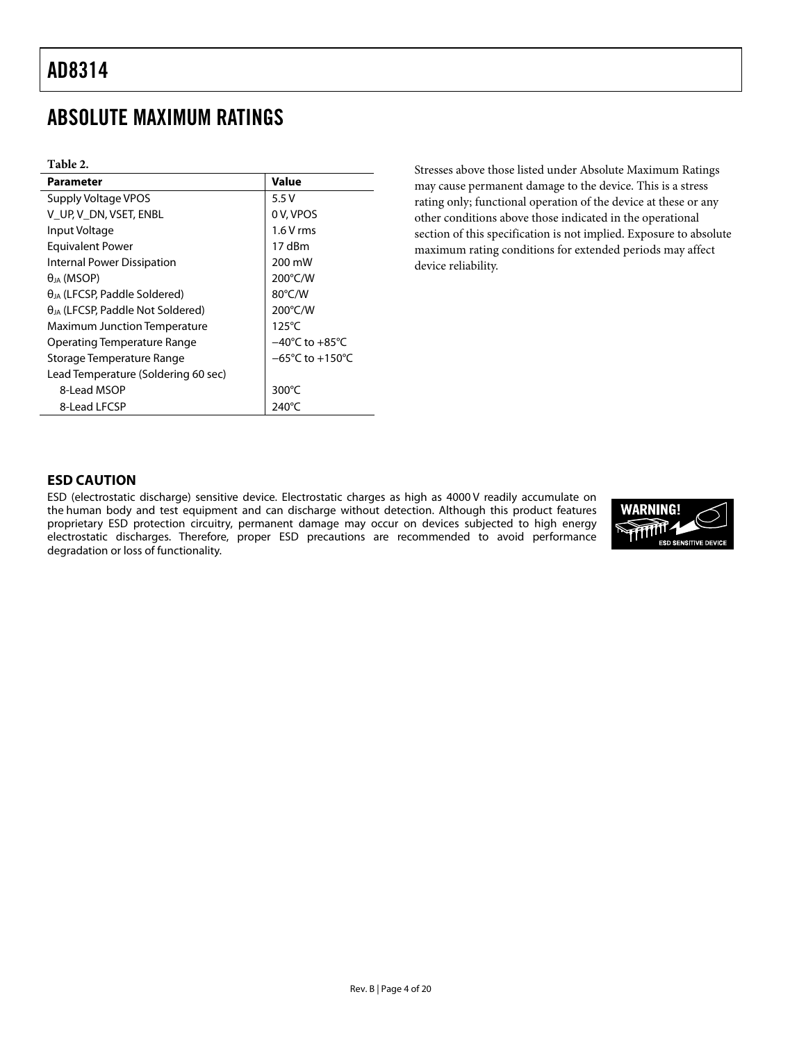# ABSOLUTE MAXIMUM RATINGS

**Table 2.**

| Parameter | Value |
|---|---|
| Supply Voltage VPOS | 5.5 V |
| V_UP, V_DN, VSET, ENBL | 0 V, VPOS |
| Input Voltage | 1.6 V rms |
| Equivalent Power | 17 dBm |
| Internal Power Dissipation | 200 mW |
| $\theta_{JA}$ (MSOP) | 200°C/W |
| $\theta_{JA}$ (LFCSP, Paddle Soldered) | 80°C/W |
| $\theta_{JA}$ (LFCSP, Paddle Not Soldered) | 200°C/W |
| Maximum Junction Temperature | 125°C |
| Operating Temperature Range | −40°C to +85°C |
| Storage Temperature Range | −65°C to +150°C |
| Lead Temperature (Soldering 60 sec) | |
| 8-Lead MSOP | 300°C |
| 8-Lead LFCSP | 240°C |

Stresses above those listed under Absolute Maximum Ratings may cause permanent damage to the device. This is a stress rating only; functional operation of the device at these or any other conditions above those indicated in the operational section of this specification is not implied. Exposure to absolute maximum rating conditions for extended periods may affect device reliability.

## ESD CAUTION

ESD (electrostatic discharge) sensitive device. Electrostatic charges as high as 4000 V readily accumulate on the human body and test equipment and can discharge without detection. Although this product features proprietary ESD protection circuitry, permanent damage may occur on devices subjected to high energy electrostatic discharges. Therefore, proper ESD precautions are recommended to avoid performance degradation or loss of functionality.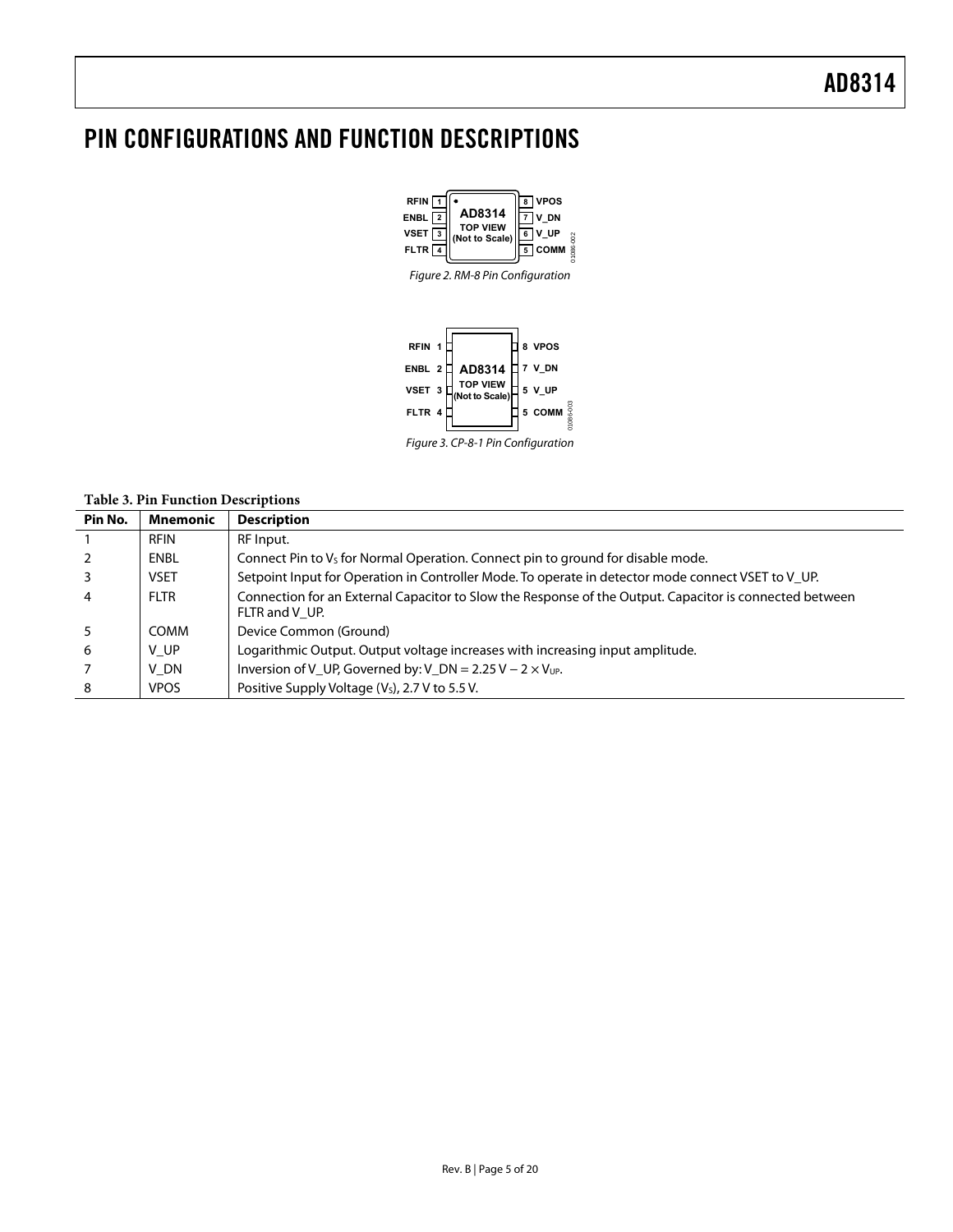# PIN CONFIGURATIONS AND FUNCTION DESCRIPTIONS

Figure 2. RM-8 Pin Configuration

Figure 3. CP-8-1 Pin Configuration

**Table 3. Pin Function Descriptions**

| Pin No. | Mnemonic | Description |
|---|---|---|
| 1 | RFIN | RF Input. |
| 2 | ENBL | Connect Pin to $V_S$ for Normal Operation. Connect pin to ground for disable mode. |
| 3 | VSET | Setpoint Input for Operation in Controller Mode. To operate in detector mode connect VSET to V_UP. |
| 4 | FLTR | Connection for an External Capacitor to Slow the Response of the Output. Capacitor is connected between FLTR and V_UP. |
| 5 | COMM | Device Common (Ground) |
| 6 | V_UP | Logarithmic Output. Output voltage increases with increasing input amplitude. |
| 7 | V_DN | Inversion of V_UP, Governed by: V_DN = 2.25 V − 2 × $V_{UP}$. |
| 8 | VPOS | Positive Supply Voltage ($V_S$), 2.7 V to 5.5 V. |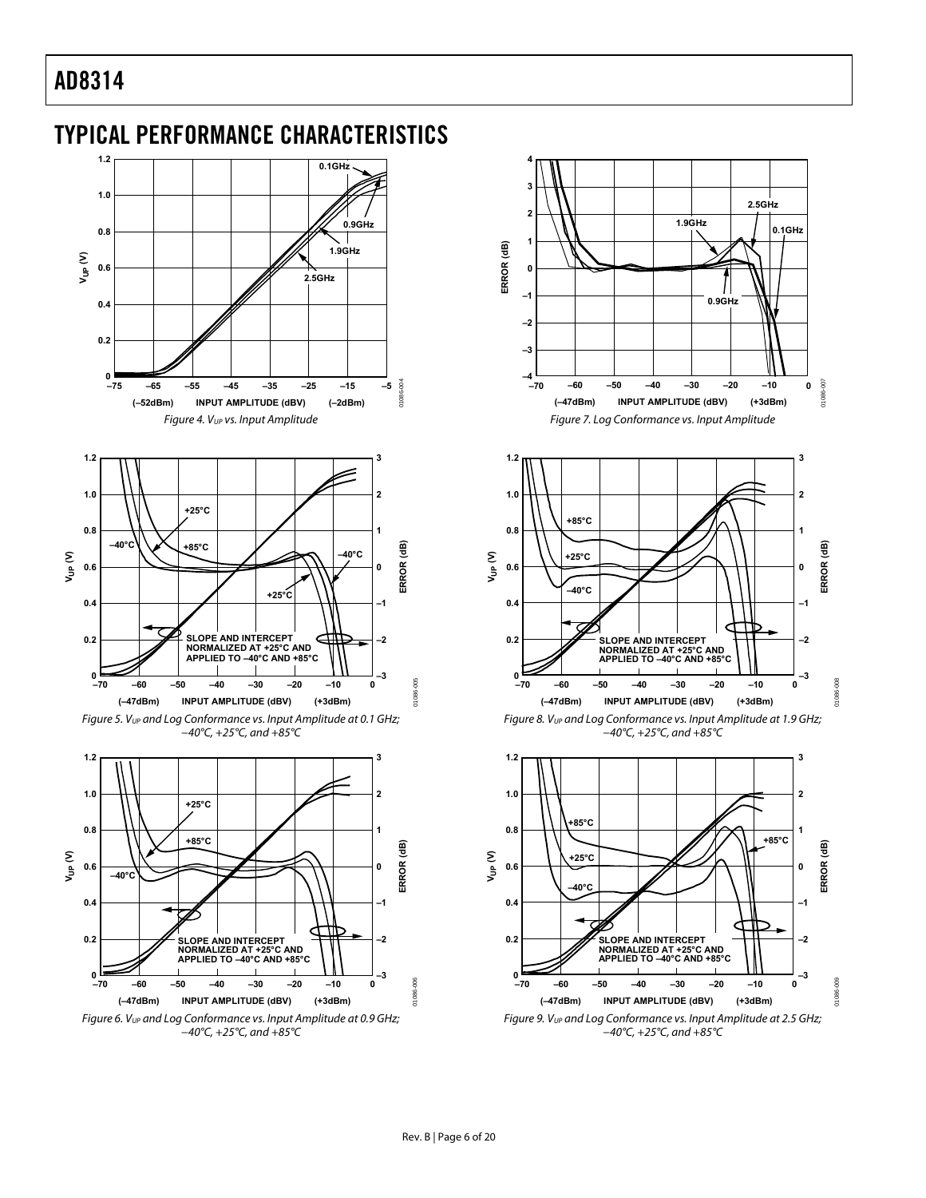# TYPICAL PERFORMANCE CHARACTERISTICS

Figure 4. $V_{UP}$ vs. Input Amplitude

Figure 5. $V_{UP}$ and Log Conformance vs. Input Amplitude at 0.1 GHz; −40°C, +25°C, and +85°C

Figure 6. $V_{UP}$ and Log Conformance vs. Input Amplitude at 0.9 GHz; −40°C, +25°C, and +85°C

Figure 7. Log Conformance vs. Input Amplitude

Figure 8. $V_{UP}$ and Log Conformance vs. Input Amplitude at 1.9 GHz; −40°C, +25°C, and +85°C

Figure 9. $V_{UP}$ and Log Conformance vs. Input Amplitude at 2.5 GHz; −40°C, +25°C, and +85°C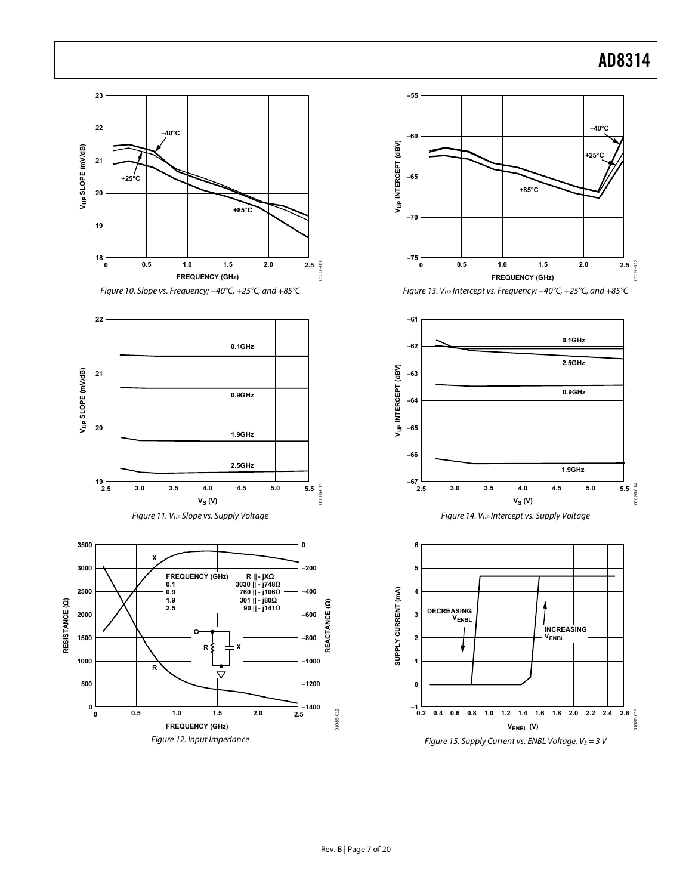Figure 10. Slope vs. Frequency; −40°C, +25°C, and +85°C

Figure 11. $V_{UP}$ Slope vs. Supply Voltage

| FREQUENCY (GHz) | R \|\| -jXΩ |
| --- | --- |
| 0.1 | 3030 \|\| - j748Ω |
| 0.9 | 760 \|\| - j106Ω |
| 1.9 | 301 \|\| - j80Ω |
| 2.5 | 90 \|\| - j141Ω |

Figure 12. Input Impedance

Figure 13. $V_{UP}$ Intercept vs. Frequency; −40°C, +25°C, and +85°C

Figure 14. $V_{UP}$ Intercept vs. Supply Voltage

Figure 15. Supply Current vs. ENBL Voltage, $V_S = 3$ V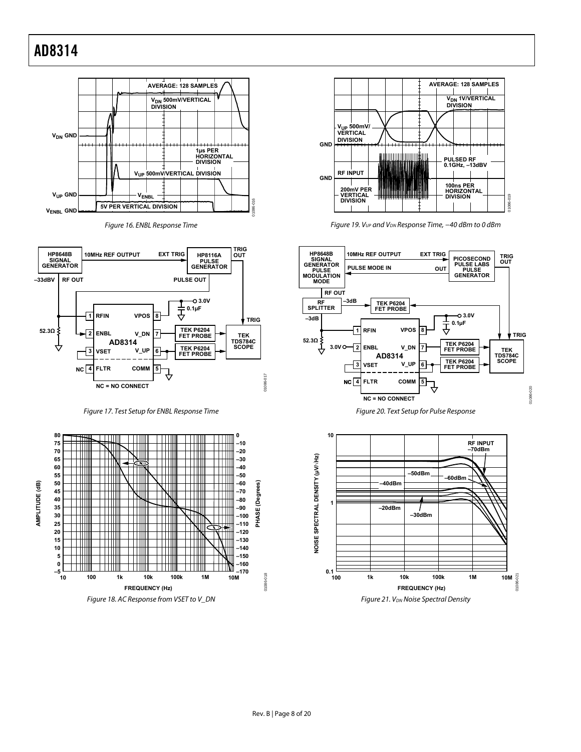Figure 16. ENBL Response Time

Figure 17. Test Setup for ENBL Response Time

Figure 18. AC Response from VSET to V_DN

Figure 19. $V_{UP}$ and $V_{DN}$ Response Time, –40 dBm to 0 dBm

Figure 20. Text Setup for Pulse Response

Figure 21. $V_{DN}$ Noise Spectral Density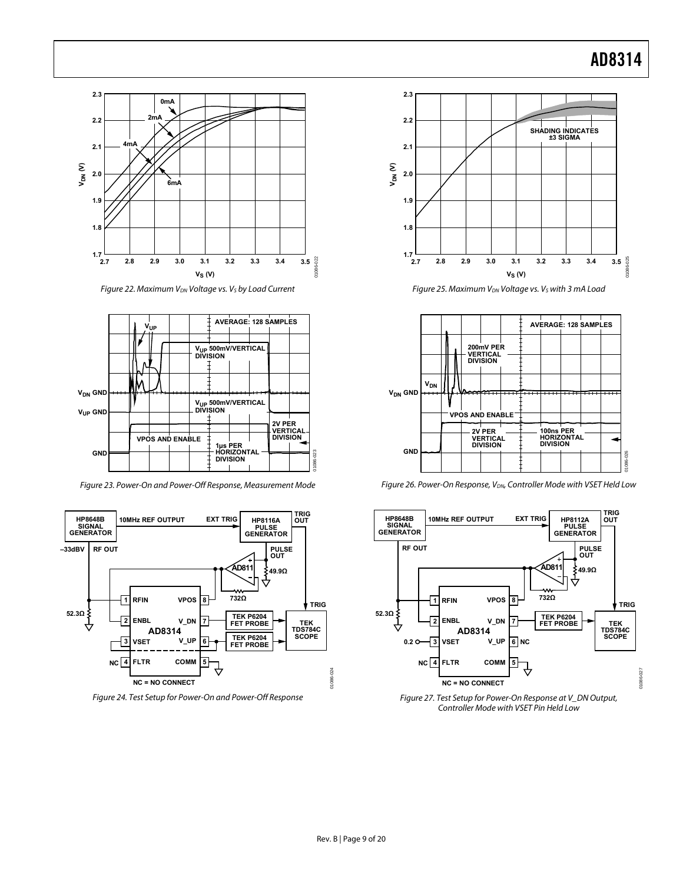Figure 22. Maximum $V_{DN}$ Voltage vs. $V_S$ by Load Current

Figure 23. Power-On and Power-Off Response, Measurement Mode

Figure 24. Test Setup for Power-On and Power-Off Response

Figure 25. Maximum $V_{DN}$ Voltage vs. $V_S$ with 3 mA Load

Figure 26. Power-On Response, $V_{DN}$, Controller Mode with VSET Held Low

Figure 27. Test Setup for Power-On Response at V_DN Output, Controller Mode with VSET Pin Held Low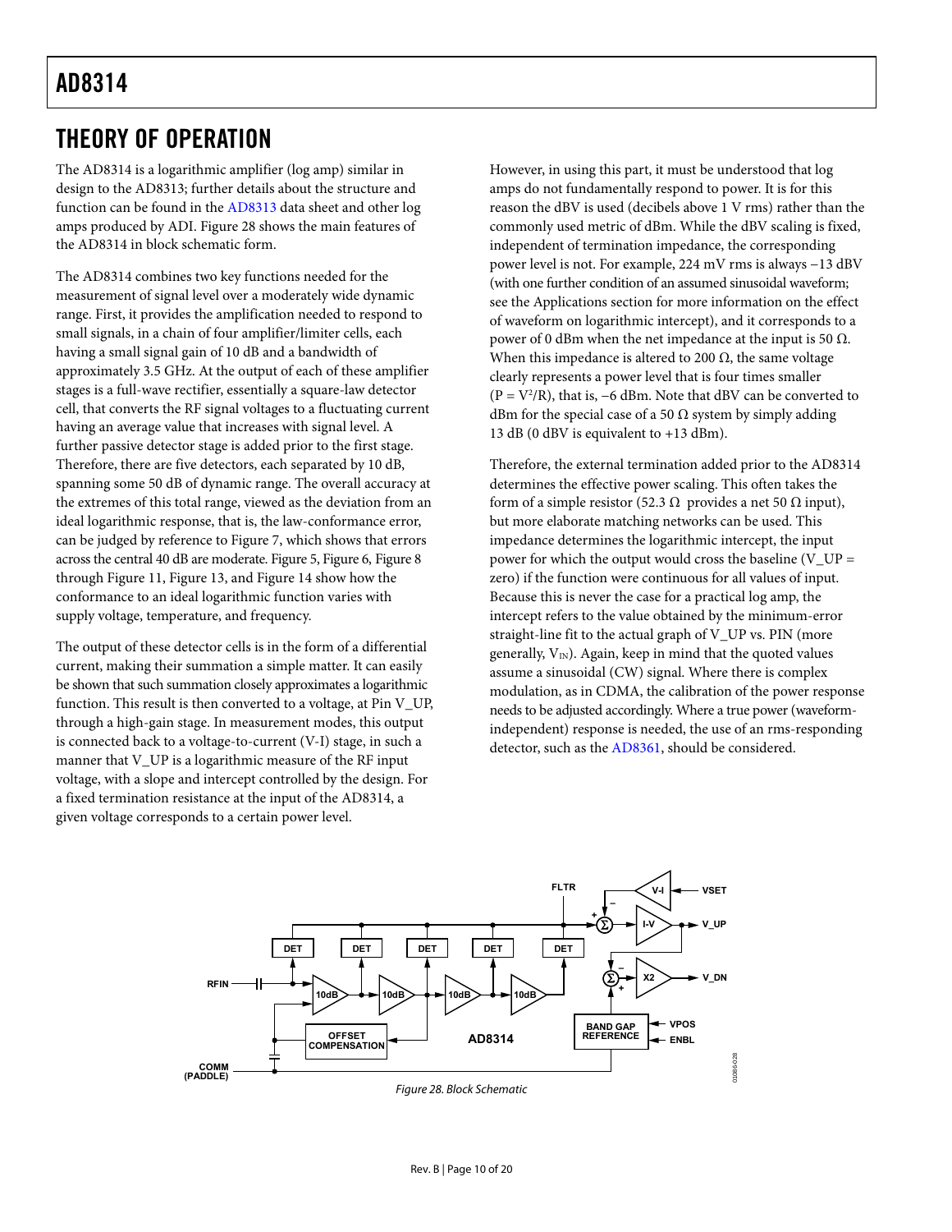# THEORY OF OPERATION

The AD8314 is a logarithmic amplifier (log amp) similar in design to the AD8313; further details about the structure and function can be found in the AD8313 data sheet and other log amps produced by ADI. Figure 28 shows the main features of the AD8314 in block schematic form.

The AD8314 combines two key functions needed for the measurement of signal level over a moderately wide dynamic range. First, it provides the amplification needed to respond to small signals, in a chain of four amplifier/limiter cells, each having a small signal gain of 10 dB and a bandwidth of approximately 3.5 GHz. At the output of each of these amplifier stages is a full-wave rectifier, essentially a square-law detector cell, that converts the RF signal voltages to a fluctuating current having an average value that increases with signal level. A further passive detector stage is added prior to the first stage. Therefore, there are five detectors, each separated by 10 dB, spanning some 50 dB of dynamic range. The overall accuracy at the extremes of this total range, viewed as the deviation from an ideal logarithmic response, that is, the law-conformance error, can be judged by reference to Figure 7, which shows that errors across the central 40 dB are moderate. Figure 5, Figure 6, Figure 8 through Figure 11, Figure 13, and Figure 14 show how the conformance to an ideal logarithmic function varies with supply voltage, temperature, and frequency.

The output of these detector cells is in the form of a differential current, making their summation a simple matter. It can easily be shown that such summation closely approximates a logarithmic function. This result is then converted to a voltage, at Pin V_UP, through a high-gain stage. In measurement modes, this output is connected back to a voltage-to-current (V-I) stage, in such a manner that V_UP is a logarithmic measure of the RF input voltage, with a slope and intercept controlled by the design. For a fixed termination resistance at the input of the AD8314, a given voltage corresponds to a certain power level.

However, in using this part, it must be understood that log amps do not fundamentally respond to power. It is for this reason the dBV is used (decibels above 1 V rms) rather than the commonly used metric of dBm. While the dBV scaling is fixed, independent of termination impedance, the corresponding power level is not. For example, 224 mV rms is always −13 dBV (with one further condition of an assumed sinusoidal waveform; see the Applications section for more information on the effect of waveform on logarithmic intercept), and it corresponds to a power of 0 dBm when the net impedance at the input is 50 Ω. When this impedance is altered to 200 Ω, the same voltage clearly represents a power level that is four times smaller ($P = V^2/R$), that is, −6 dBm. Note that dBV can be converted to dBm for the special case of a 50 Ω system by simply adding 13 dB (0 dBV is equivalent to +13 dBm).

Therefore, the external termination added prior to the AD8314 determines the effective power scaling. This often takes the form of a simple resistor (52.3 Ω provides a net 50 Ω input), but more elaborate matching networks can be used. This impedance determines the logarithmic intercept, the input power for which the output would cross the baseline (V_UP = zero) if the function were continuous for all values of input. Because this is never the case for a practical log amp, the intercept refers to the value obtained by the minimum-error straight-line fit to the actual graph of V_UP vs. PIN (more generally, $V_{IN}$). Again, keep in mind that the quoted values assume a sinusoidal (CW) signal. Where there is complex modulation, as in CDMA, the calibration of the power response needs to be adjusted accordingly. Where a true power (waveform-independent) response is needed, the use of an rms-responding detector, such as the AD8361, should be considered.

Figure 28. Block Schematic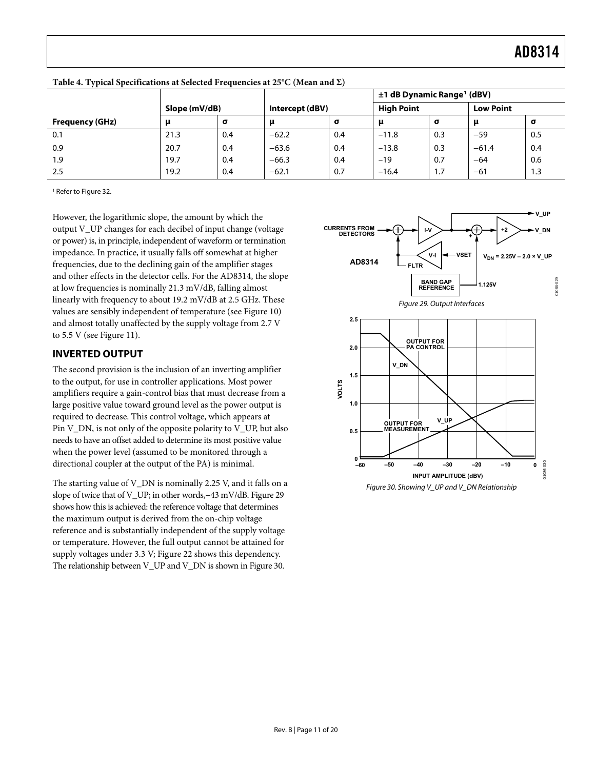**Table 4. Typical Specifications at Selected Frequencies at 25°C (Mean and Σ)**

| | Slope (mV/dB) | | Intercept (dBV) | | ±1 dB Dynamic Range[1] (dBV) | | | |
|---|---|---|---|---|---|---|---|---|
| | | | | | High Point | | Low Point | |
| Frequency (GHz) | μ | σ | μ | σ | μ | σ | μ | σ |
| 0.1 | 21.3 | 0.4 | −62.2 | 0.4 | −11.8 | 0.3 | −59 | 0.5 |
| 0.9 | 20.7 | 0.4 | −63.6 | 0.4 | −13.8 | 0.3 | −61.4 | 0.4 |
| 1.9 | 19.7 | 0.4 | −66.3 | 0.4 | −19 | 0.7 | −64 | 0.6 |
| 2.5 | 19.2 | 0.4 | −62.1 | 0.7 | −16.4 | 1.7 | −61 | 1.3 |

[1] Refer to Figure 32.

However, the logarithmic slope, the amount by which the output V_UP changes for each decibel of input change (voltage or power) is, in principle, independent of waveform or termination impedance. In practice, it usually falls off somewhat at higher frequencies, due to the declining gain of the amplifier stages and other effects in the detector cells. For the AD8314, the slope at low frequencies is nominally 21.3 mV/dB, falling almost linearly with frequency to about 19.2 mV/dB at 2.5 GHz. These values are sensibly independent of temperature (see Figure 10) and almost totally unaffected by the supply voltage from 2.7 V to 5.5 V (see Figure 11).

## INVERTED OUTPUT

The second provision is the inclusion of an inverting amplifier to the output, for use in controller applications. Most power amplifiers require a gain-control bias that must decrease from a large positive value toward ground level as the power output is required to decrease. This control voltage, which appears at Pin V_DN, is not only of the opposite polarity to V_UP, but also needs to have an offset added to determine its most positive value when the power level (assumed to be monitored through a directional coupler at the output of the PA) is minimal.

The starting value of V_DN is nominally 2.25 V, and it falls on a slope of twice that of V_UP; in other words, −43 mV/dB. Figure 29 shows how this is achieved: the reference voltage that determines the maximum output is derived from the on-chip voltage reference and is substantially independent of the supply voltage or temperature. However, the full output cannot be attained for supply voltages under 3.3 V; Figure 22 shows this dependency. The relationship between V_UP and V_DN is shown in Figure 30.

Figure 29. Output Interfaces

Figure 30. Showing V_UP and V_DN Relationship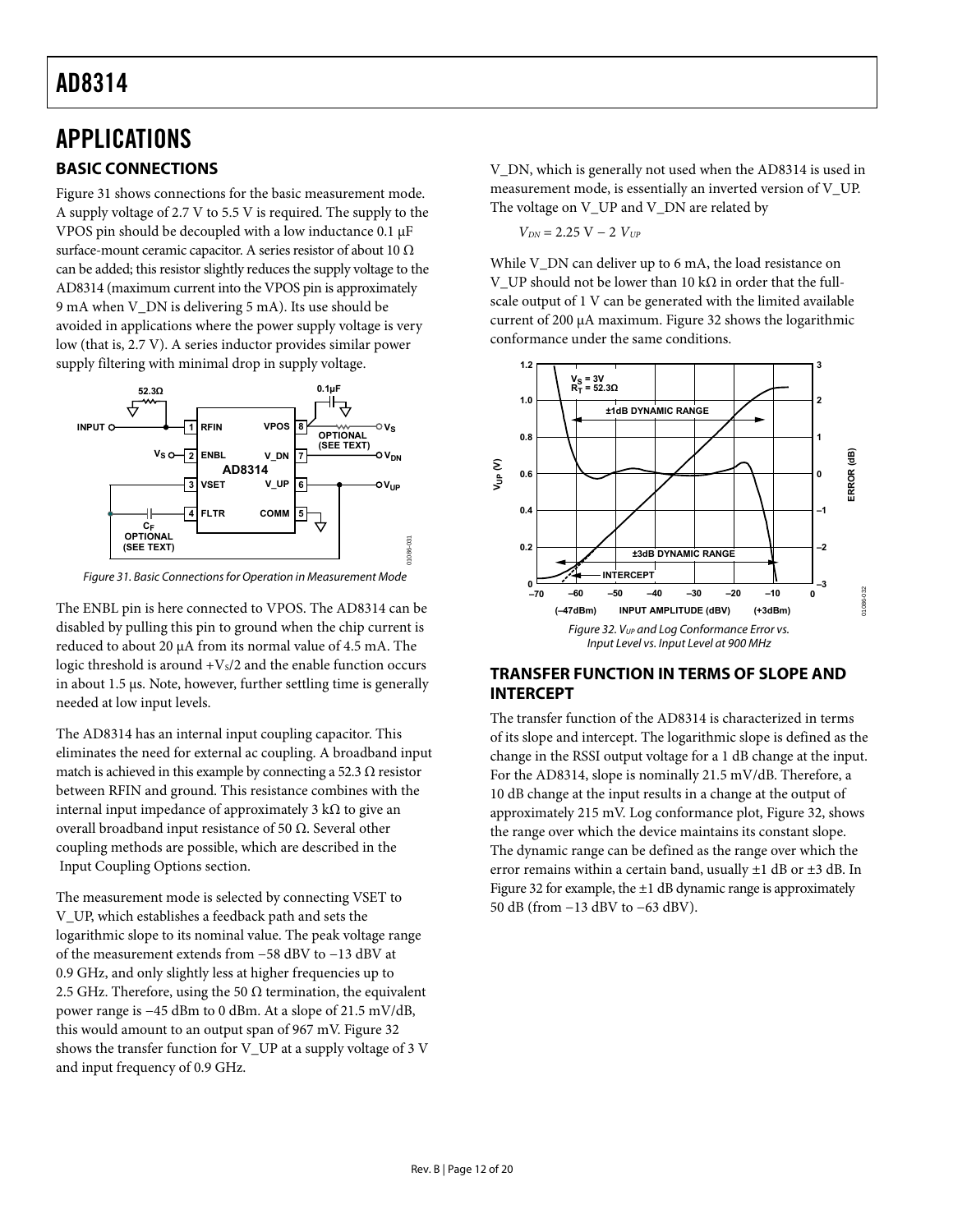# APPLICATIONS

## BASIC CONNECTIONS

Figure 31 shows connections for the basic measurement mode. A supply voltage of 2.7 V to 5.5 V is required. The supply to the VPOS pin should be decoupled with a low inductance 0.1 μF surface-mount ceramic capacitor. A series resistor of about 10 Ω can be added; this resistor slightly reduces the supply voltage to the AD8314 (maximum current into the VPOS pin is approximately 9 mA when V_DN is delivering 5 mA). Its use should be avoided in applications where the power supply voltage is very low (that is, 2.7 V). A series inductor provides similar power supply filtering with minimal drop in supply voltage.

Figure 31. Basic Connections for Operation in Measurement Mode

The ENBL pin is here connected to VPOS. The AD8314 can be disabled by pulling this pin to ground when the chip current is reduced to about 20 μA from its normal value of 4.5 mA. The logic threshold is around $+V_S/2$ and the enable function occurs in about 1.5 μs. Note, however, further settling time is generally needed at low input levels.

The AD8314 has an internal input coupling capacitor. This eliminates the need for external ac coupling. A broadband input match is achieved in this example by connecting a 52.3 Ω resistor between RFIN and ground. This resistance combines with the internal input impedance of approximately 3 kΩ to give an overall broadband input resistance of 50 Ω. Several other coupling methods are possible, which are described in the Input Coupling Options section.

The measurement mode is selected by connecting VSET to V_UP, which establishes a feedback path and sets the logarithmic slope to its nominal value. The peak voltage range of the measurement extends from −58 dBV to −13 dBV at 0.9 GHz, and only slightly less at higher frequencies up to 2.5 GHz. Therefore, using the 50 Ω termination, the equivalent power range is −45 dBm to 0 dBm. At a slope of 21.5 mV/dB, this would amount to an output span of 967 mV. Figure 32 shows the transfer function for V_UP at a supply voltage of 3 V and input frequency of 0.9 GHz.

V_DN, which is generally not used when the AD8314 is used in measurement mode, is essentially an inverted version of V_UP. The voltage on V_UP and V_DN are related by

$$V_{DN} = 2.25\text{ V} - 2\ V_{UP}$$

While V_DN can deliver up to 6 mA, the load resistance on V_UP should not be lower than 10 kΩ in order that the full-scale output of 1 V can be generated with the limited available current of 200 μA maximum. Figure 32 shows the logarithmic conformance under the same conditions.

Figure 32. $V_{UP}$ and Log Conformance Error vs. Input Level vs. Input Level at 900 MHz

## TRANSFER FUNCTION IN TERMS OF SLOPE AND INTERCEPT

The transfer function of the AD8314 is characterized in terms of its slope and intercept. The logarithmic slope is defined as the change in the RSSI output voltage for a 1 dB change at the input. For the AD8314, slope is nominally 21.5 mV/dB. Therefore, a 10 dB change at the input results in a change at the output of approximately 215 mV. Log conformance plot, Figure 32, shows the range over which the device maintains its constant slope. The dynamic range can be defined as the range over which the error remains within a certain band, usually ±1 dB or ±3 dB. In Figure 32 for example, the ±1 dB dynamic range is approximately 50 dB (from −13 dBV to −63 dBV).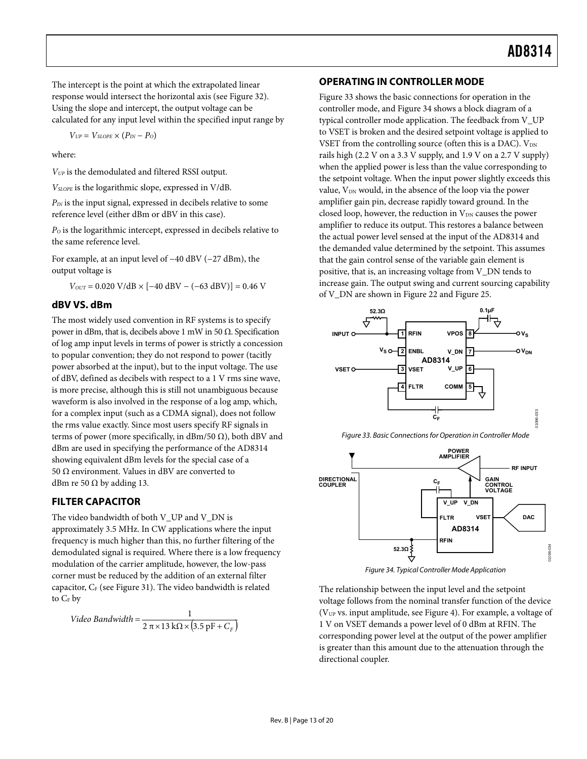The intercept is the point at which the extrapolated linear response would intersect the horizontal axis (see Figure 32). Using the slope and intercept, the output voltage can be calculated for any input level within the specified input range by

$$V_{UP} = V_{SLOPE} \times (P_{IN} - P_O)$$

where:

$V_{UP}$ is the demodulated and filtered RSSI output.

$V_{SLOPE}$ is the logarithmic slope, expressed in V/dB.

$P_{IN}$ is the input signal, expressed in decibels relative to some reference level (either dBm or dBV in this case).

$P_O$ is the logarithmic intercept, expressed in decibels relative to the same reference level.

For example, at an input level of −40 dBV (−27 dBm), the output voltage is

$$V_{OUT} = 0.020 \text{ V/dB} \times [-40 \text{ dBV} - (-63 \text{ dBV})] = 0.46 \text{ V}$$

## dBV VS. dBm

The most widely used convention in RF systems is to specify power in dBm, that is, decibels above 1 mW in 50 Ω. Specification of log amp input levels in terms of power is strictly a concession to popular convention; they do not respond to power (tacitly power absorbed at the input), but to the input voltage. The use of dBV, defined as decibels with respect to a 1 V rms sine wave, is more precise, although this is still not unambiguous because waveform is also involved in the response of a log amp, which, for a complex input (such as a CDMA signal), does not follow the rms value exactly. Since most users specify RF signals in terms of power (more specifically, in dBm/50 Ω), both dBV and dBm are used in specifying the performance of the AD8314 showing equivalent dBm levels for the special case of a 50 Ω environment. Values in dBV are converted to dBm re 50 Ω by adding 13.

## FILTER CAPACITOR

The video bandwidth of both V_UP and V_DN is approximately 3.5 MHz. In CW applications where the input frequency is much higher than this, no further filtering of the demodulated signal is required. Where there is a low frequency modulation of the carrier amplitude, however, the low-pass corner must be reduced by the addition of an external filter capacitor, $C_F$ (see Figure 31). The video bandwidth is related to $C_F$ by

$$Video\ Bandwidth = \frac{1}{2\pi \times 13\ \text{k}\Omega \times (3.5\ \text{pF} + C_F)}$$

## OPERATING IN CONTROLLER MODE

Figure 33 shows the basic connections for operation in the controller mode, and Figure 34 shows a block diagram of a typical controller mode application. The feedback from V_UP to VSET is broken and the desired setpoint voltage is applied to VSET from the controlling source (often this is a DAC). $V_{DN}$ rails high (2.2 V on a 3.3 V supply, and 1.9 V on a 2.7 V supply) when the applied power is less than the value corresponding to the setpoint voltage. When the input power slightly exceeds this value, $V_{DN}$ would, in the absence of the loop via the power amplifier gain pin, decrease rapidly toward ground. In the closed loop, however, the reduction in $V_{DN}$ causes the power amplifier to reduce its output. This restores a balance between the actual power level sensed at the input of the AD8314 and the demanded value determined by the setpoint. This assumes that the gain control sense of the variable gain element is positive, that is, an increasing voltage from V_DN tends to increase gain. The output swing and current sourcing capability of V_DN are shown in Figure 22 and Figure 25.

Figure 33. Basic Connections for Operation in Controller Mode

Figure 34. Typical Controller Mode Application

The relationship between the input level and the setpoint voltage follows from the nominal transfer function of the device ($V_{UP}$ vs. input amplitude, see Figure 4). For example, a voltage of 1 V on VSET demands a power level of 0 dBm at RFIN. The corresponding power level at the output of the power amplifier is greater than this amount due to the attenuation through the directional coupler.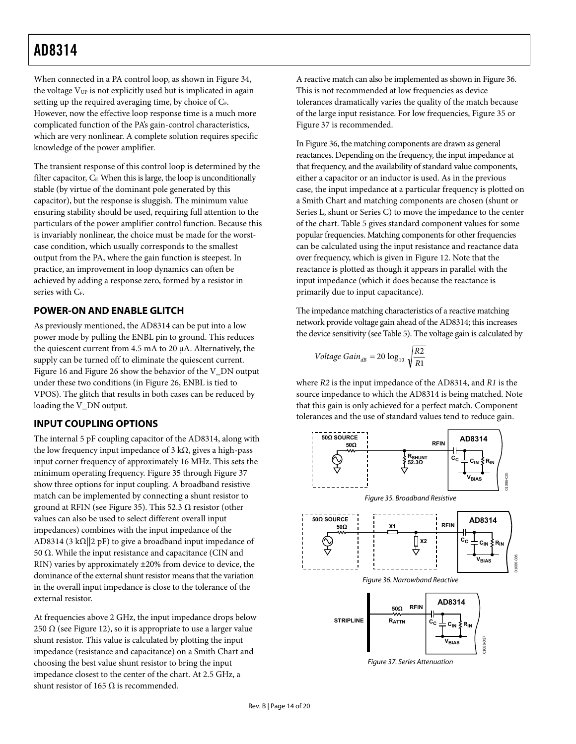When connected in a PA control loop, as shown in Figure 34, the voltage $V_{UP}$ is not explicitly used but is implicated in again setting up the required averaging time, by choice of $C_F$. However, now the effective loop response time is a much more complicated function of the PA's gain-control characteristics, which are very nonlinear. A complete solution requires specific knowledge of the power amplifier.

The transient response of this control loop is determined by the filter capacitor, $C_F$. When this is large, the loop is unconditionally stable (by virtue of the dominant pole generated by this capacitor), but the response is sluggish. The minimum value ensuring stability should be used, requiring full attention to the particulars of the power amplifier control function. Because this is invariably nonlinear, the choice must be made for the worst-case condition, which usually corresponds to the smallest output from the PA, where the gain function is steepest. In practice, an improvement in loop dynamics can often be achieved by adding a response zero, formed by a resistor in series with $C_F$.

## POWER-ON AND ENABLE GLITCH

As previously mentioned, the AD8314 can be put into a low power mode by pulling the ENBL pin to ground. This reduces the quiescent current from 4.5 mA to 20 μA. Alternatively, the supply can be turned off to eliminate the quiescent current. Figure 16 and Figure 26 show the behavior of the V_DN output under these two conditions (in Figure 26, ENBL is tied to VPOS). The glitch that results in both cases can be reduced by loading the V_DN output.

## INPUT COUPLING OPTIONS

The internal 5 pF coupling capacitor of the AD8314, along with the low frequency input impedance of 3 kΩ, gives a high-pass input corner frequency of approximately 16 MHz. This sets the minimum operating frequency. Figure 35 through Figure 37 show three options for input coupling. A broadband resistive match can be implemented by connecting a shunt resistor to ground at RFIN (see Figure 35). This 52.3 Ω resistor (other values can also be used to select different overall input impedances) combines with the input impedance of the AD8314 (3 kΩ||2 pF) to give a broadband input impedance of 50 Ω. While the input resistance and capacitance (CIN and RIN) varies by approximately ±20% from device to device, the dominance of the external shunt resistor means that the variation in the overall input impedance is close to the tolerance of the external resistor.

At frequencies above 2 GHz, the input impedance drops below 250 Ω (see Figure 12), so it is appropriate to use a larger value shunt resistor. This value is calculated by plotting the input impedance (resistance and capacitance) on a Smith Chart and choosing the best value shunt resistor to bring the input impedance closest to the center of the chart. At 2.5 GHz, a shunt resistor of 165 Ω is recommended.

A reactive match can also be implemented as shown in Figure 36. This is not recommended at low frequencies as device tolerances dramatically varies the quality of the match because of the large input resistance. For low frequencies, Figure 35 or Figure 37 is recommended.

In Figure 36, the matching components are drawn as general reactances. Depending on the frequency, the input impedance at that frequency, and the availability of standard value components, either a capacitor or an inductor is used. As in the previous case, the input impedance at a particular frequency is plotted on a Smith Chart and matching components are chosen (shunt or Series L, shunt or Series C) to move the impedance to the center of the chart. Table 5 gives standard component values for some popular frequencies. Matching components for other frequencies can be calculated using the input resistance and reactance data over frequency, which is given in Figure 12. Note that the reactance is plotted as though it appears in parallel with the input impedance (which it does because the reactance is primarily due to input capacitance).

The impedance matching characteristics of a reactive matching network provide voltage gain ahead of the AD8314; this increases the device sensitivity (see Table 5). The voltage gain is calculated by

$$Voltage\ Gain_{dB} = 20 \log_{10} \sqrt{\frac{R2}{R1}}$$

where *R2* is the input impedance of the AD8314, and *R1* is the source impedance to which the AD8314 is being matched. Note that this gain is only achieved for a perfect match. Component tolerances and the use of standard values tend to reduce gain.

Figure 35. Broadband Resistive

Figure 36. Narrowband Reactive

Figure 37. Series Attenuation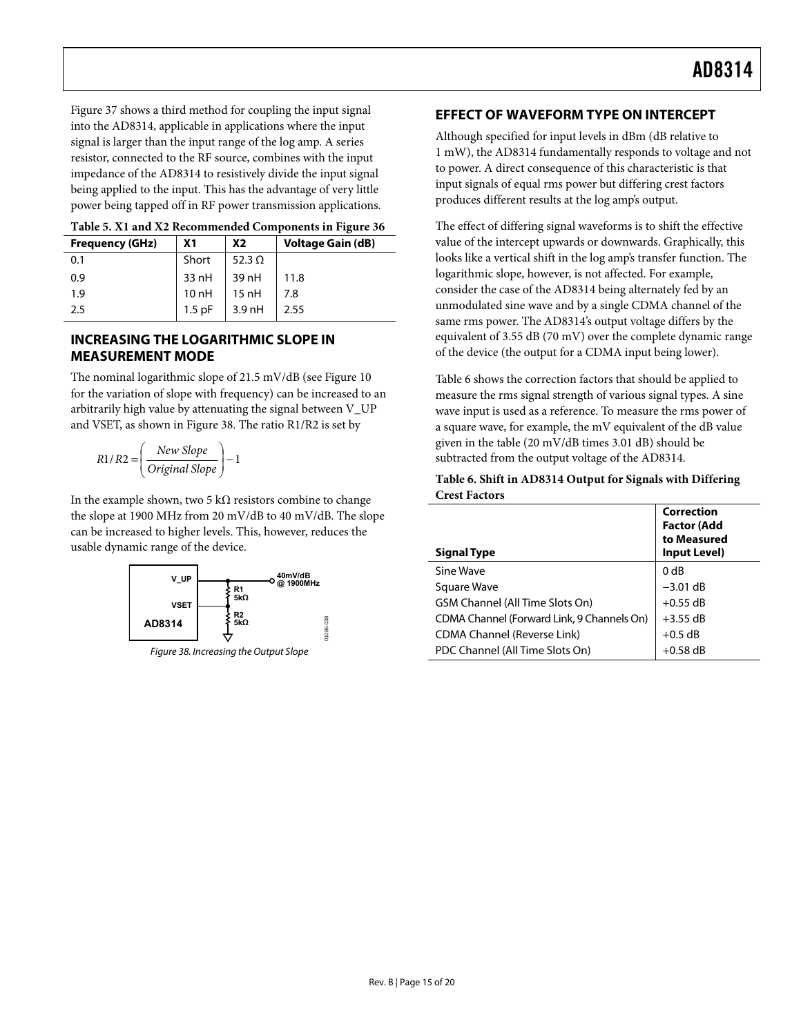Figure 37 shows a third method for coupling the input signal into the AD8314, applicable in applications where the input signal is larger than the input range of the log amp. A series resistor, connected to the RF source, combines with the input impedance of the AD8314 to resistively divide the input signal being applied to the input. This has the advantage of very little power being tapped off in RF power transmission applications.

**Table 5. X1 and X2 Recommended Components in Figure 36**

| Frequency (GHz) | X1 | X2 | Voltage Gain (dB) |
|---|---|---|---|
| 0.1 | Short | 52.3 Ω | |
| 0.9 | 33 nH | 39 nH | 11.8 |
| 1.9 | 10 nH | 15 nH | 7.8 |
| 2.5 | 1.5 pF | 3.9 nH | 2.55 |

## INCREASING THE LOGARITHMIC SLOPE IN MEASUREMENT MODE

The nominal logarithmic slope of 21.5 mV/dB (see Figure 10 for the variation of slope with frequency) can be increased to an arbitrarily high value by attenuating the signal between V_UP and VSET, as shown in Figure 38. The ratio R1/R2 is set by

$$R1/R2 = \left( \frac{New\ Slope}{Original\ Slope} \right) - 1$$

In the example shown, two 5 kΩ resistors combine to change the slope at 1900 MHz from 20 mV/dB to 40 mV/dB. The slope can be increased to higher levels. This, however, reduces the usable dynamic range of the device.

Figure 38. Increasing the Output Slope

## EFFECT OF WAVEFORM TYPE ON INTERCEPT

Although specified for input levels in dBm (dB relative to 1 mW), the AD8314 fundamentally responds to voltage and not to power. A direct consequence of this characteristic is that input signals of equal rms power but differing crest factors produces different results at the log amp's output.

The effect of differing signal waveforms is to shift the effective value of the intercept upwards or downwards. Graphically, this looks like a vertical shift in the log amp's transfer function. The logarithmic slope, however, is not affected. For example, consider the case of the AD8314 being alternately fed by an unmodulated sine wave and by a single CDMA channel of the same rms power. The AD8314's output voltage differs by the equivalent of 3.55 dB (70 mV) over the complete dynamic range of the device (the output for a CDMA input being lower).

Table 6 shows the correction factors that should be applied to measure the rms signal strength of various signal types. A sine wave input is used as a reference. To measure the rms power of a square wave, for example, the mV equivalent of the dB value given in the table (20 mV/dB times 3.01 dB) should be subtracted from the output voltage of the AD8314.

**Table 6. Shift in AD8314 Output for Signals with Differing Crest Factors**

| Signal Type | Correction Factor (Add to Measured Input Level) |
|---|---|
| Sine Wave | 0 dB |
| Square Wave | −3.01 dB |
| GSM Channel (All Time Slots On) | +0.55 dB |
| CDMA Channel (Forward Link, 9 Channels On) | +3.55 dB |
| CDMA Channel (Reverse Link) | +0.5 dB |
| PDC Channel (All Time Slots On) | +0.58 dB |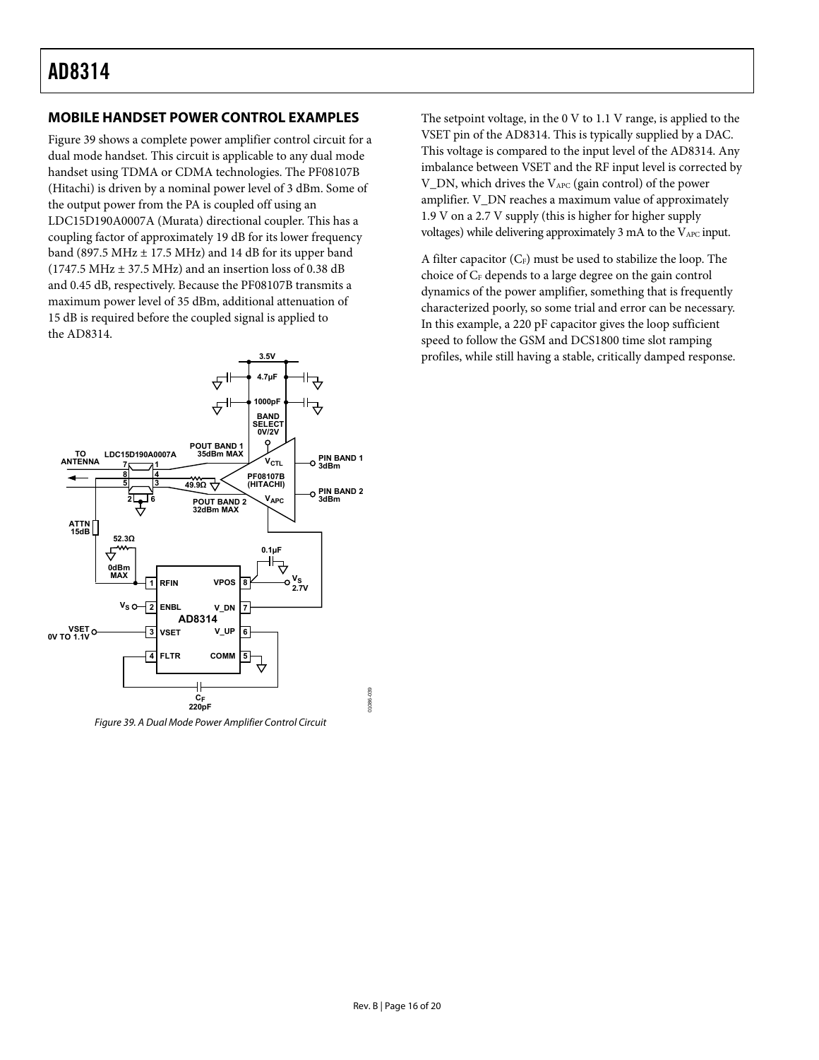## MOBILE HANDSET POWER CONTROL EXAMPLES

Figure 39 shows a complete power amplifier control circuit for a dual mode handset. This circuit is applicable to any dual mode handset using TDMA or CDMA technologies. The PF08107B (Hitachi) is driven by a nominal power level of 3 dBm. Some of the output power from the PA is coupled off using an LDC15D190A0007A (Murata) directional coupler. This has a coupling factor of approximately 19 dB for its lower frequency band (897.5 MHz ± 17.5 MHz) and 14 dB for its upper band (1747.5 MHz ± 37.5 MHz) and an insertion loss of 0.38 dB and 0.45 dB, respectively. Because the PF08107B transmits a maximum power level of 35 dBm, additional attenuation of 15 dB is required before the coupled signal is applied to the AD8314.

*Figure 39. A Dual Mode Power Amplifier Control Circuit*

The setpoint voltage, in the 0 V to 1.1 V range, is applied to the VSET pin of the AD8314. This is typically supplied by a DAC. This voltage is compared to the input level of the AD8314. Any imbalance between VSET and the RF input level is corrected by V_DN, which drives the $V_{APC}$ (gain control) of the power amplifier. V_DN reaches a maximum value of approximately 1.9 V on a 2.7 V supply (this is higher for higher supply voltages) while delivering approximately 3 mA to the $V_{APC}$ input.

A filter capacitor ($C_F$) must be used to stabilize the loop. The choice of $C_F$ depends to a large degree on the gain control dynamics of the power amplifier, something that is frequently characterized poorly, so some trial and error can be necessary. In this example, a 220 pF capacitor gives the loop sufficient speed to follow the GSM and DCS1800 time slot ramping profiles, while still having a stable, critically damped response.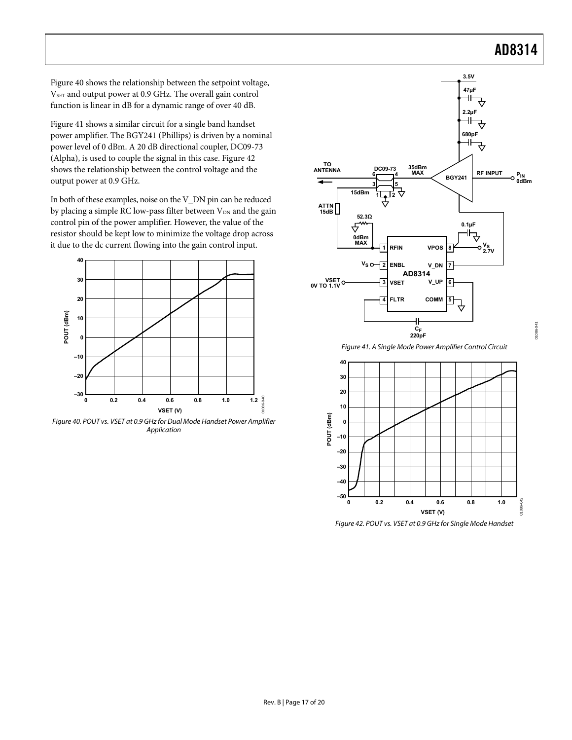Figure 40 shows the relationship between the setpoint voltage, $V_{SET}$ and output power at 0.9 GHz. The overall gain control function is linear in dB for a dynamic range of over 40 dB.

Figure 41 shows a similar circuit for a single band handset power amplifier. The BGY241 (Phillips) is driven by a nominal power level of 0 dBm. A 20 dB directional coupler, DC09-73 (Alpha), is used to couple the signal in this case. Figure 42 shows the relationship between the control voltage and the output power at 0.9 GHz.

In both of these examples, noise on the V_DN pin can be reduced by placing a simple RC low-pass filter between $V_{DN}$ and the gain control pin of the power amplifier. However, the value of the resistor should be kept low to minimize the voltage drop across it due to the dc current flowing into the gain control input.

*Figure 40. POUT vs. VSET at 0.9 GHz for Dual Mode Handset Power Amplifier Application*

*Figure 41. A Single Mode Power Amplifier Control Circuit*

*Figure 42. POUT vs. VSET at 0.9 GHz for Single Mode Handset*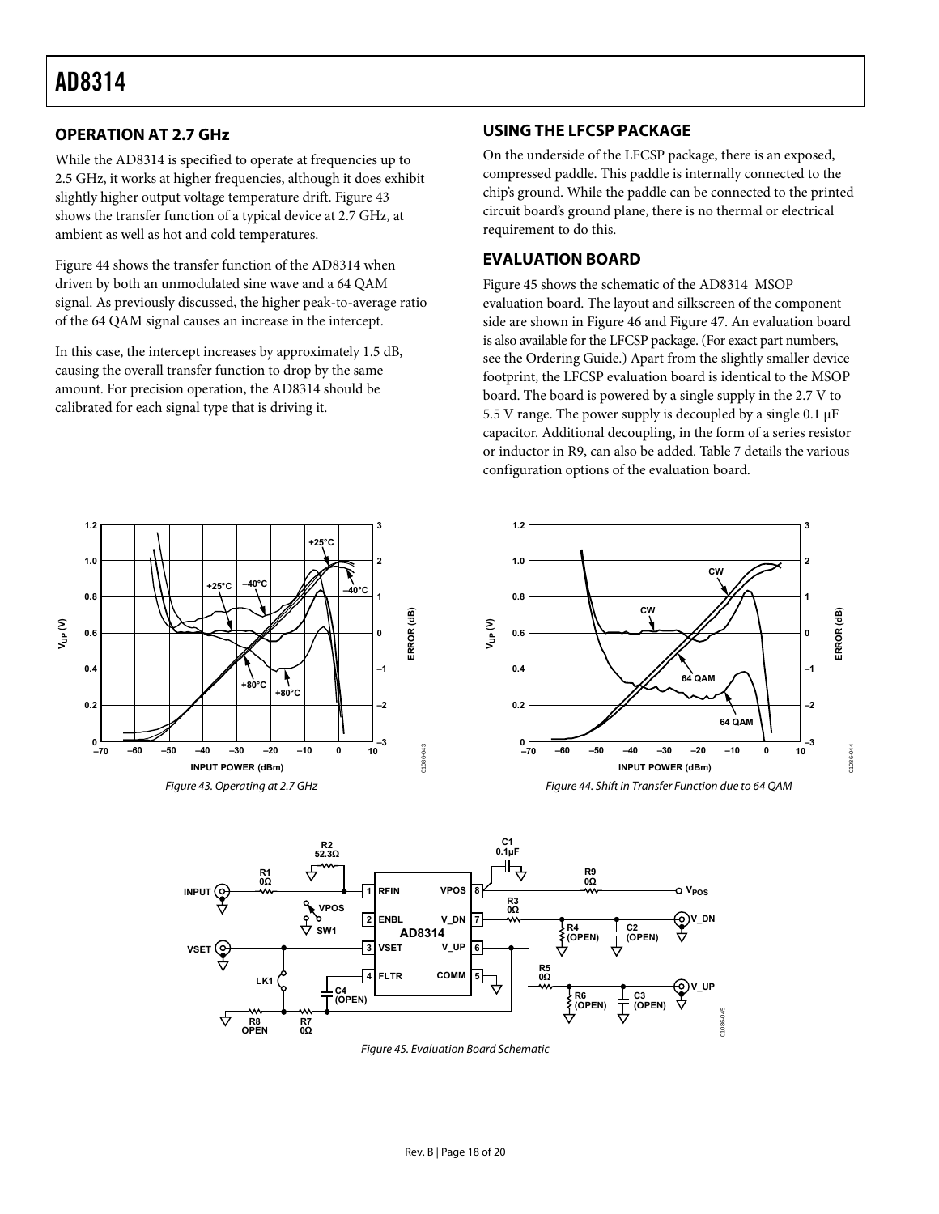## OPERATION AT 2.7 GHz

While the AD8314 is specified to operate at frequencies up to 2.5 GHz, it works at higher frequencies, although it does exhibit slightly higher output voltage temperature drift. Figure 43 shows the transfer function of a typical device at 2.7 GHz, at ambient as well as hot and cold temperatures.

Figure 44 shows the transfer function of the AD8314 when driven by both an unmodulated sine wave and a 64 QAM signal. As previously discussed, the higher peak-to-average ratio of the 64 QAM signal causes an increase in the intercept.

In this case, the intercept increases by approximately 1.5 dB, causing the overall transfer function to drop by the same amount. For precision operation, the AD8314 should be calibrated for each signal type that is driving it.

## USING THE LFCSP PACKAGE

On the underside of the LFCSP package, there is an exposed, compressed paddle. This paddle is internally connected to the chip's ground. While the paddle can be connected to the printed circuit board's ground plane, there is no thermal or electrical requirement to do this.

## EVALUATION BOARD

Figure 45 shows the schematic of the AD8314 MSOP evaluation board. The layout and silkscreen of the component side are shown in Figure 46 and Figure 47. An evaluation board is also available for the LFCSP package. (For exact part numbers, see the Ordering Guide.) Apart from the slightly smaller device footprint, the LFCSP evaluation board is identical to the MSOP board. The board is powered by a single supply in the 2.7 V to 5.5 V range. The power supply is decoupled by a single 0.1 μF capacitor. Additional decoupling, in the form of a series resistor or inductor in R9, can also be added. Table 7 details the various configuration options of the evaluation board.

*Figure 43. Operating at 2.7 GHz*

*Figure 44. Shift in Transfer Function due to 64 QAM*

*Figure 45. Evaluation Board Schematic*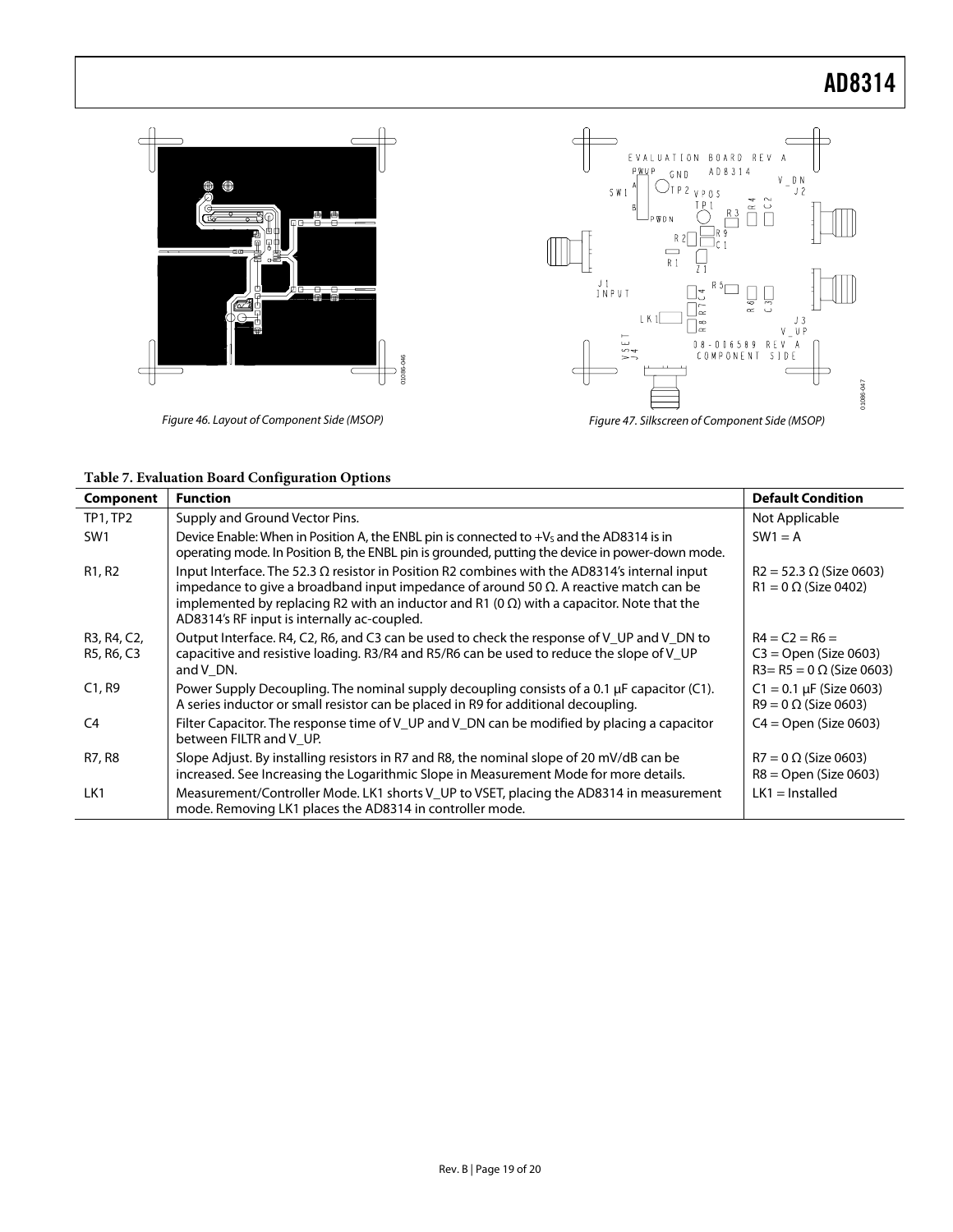Figure 46. Layout of Component Side (MSOP)

Figure 47. Silkscreen of Component Side (MSOP)

**Table 7. Evaluation Board Configuration Options**

| Component | Function | Default Condition |
|---|---|---|
| TP1, TP2 | Supply and Ground Vector Pins. | Not Applicable |
| SW1 | Device Enable: When in Position A, the ENBL pin is connected to $+V_S$ and the AD8314 is in operating mode. In Position B, the ENBL pin is grounded, putting the device in power-down mode. | SW1 = A |
| R1, R2 | Input Interface. The 52.3 Ω resistor in Position R2 combines with the AD8314's internal input impedance to give a broadband input impedance of around 50 Ω. A reactive match can be implemented by replacing R2 with an inductor and R1 (0 Ω) with a capacitor. Note that the AD8314's RF input is internally ac-coupled. | R2 = 52.3 Ω (Size 0603) R1 = 0 Ω (Size 0402) |
| R3, R4, C2, R5, R6, C3 | Output Interface. R4, C2, R6, and C3 can be used to check the response of V_UP and V_DN to capacitive and resistive loading. R3/R4 and R5/R6 can be used to reduce the slope of V_UP and V_DN. | R4 = C2 = R6 = C3 = Open (Size 0603) R3= R5 = 0 Ω (Size 0603) |
| C1, R9 | Power Supply Decoupling. The nominal supply decoupling consists of a 0.1 μF capacitor (C1). A series inductor or small resistor can be placed in R9 for additional decoupling. | C1 = 0.1 μF (Size 0603) R9 = 0 Ω (Size 0603) |
| C4 | Filter Capacitor. The response time of V_UP and V_DN can be modified by placing a capacitor between FILTR and V_UP. | C4 = Open (Size 0603) |
| R7, R8 | Slope Adjust. By installing resistors in R7 and R8, the nominal slope of 20 mV/dB can be increased. See Increasing the Logarithmic Slope in Measurement Mode for more details. | R7 = 0 Ω (Size 0603) R8 = Open (Size 0603) |
| LK1 | Measurement/Controller Mode. LK1 shorts V_UP to VSET, placing the AD8314 in measurement mode. Removing LK1 places the AD8314 in controller mode. | LK1 = Installed |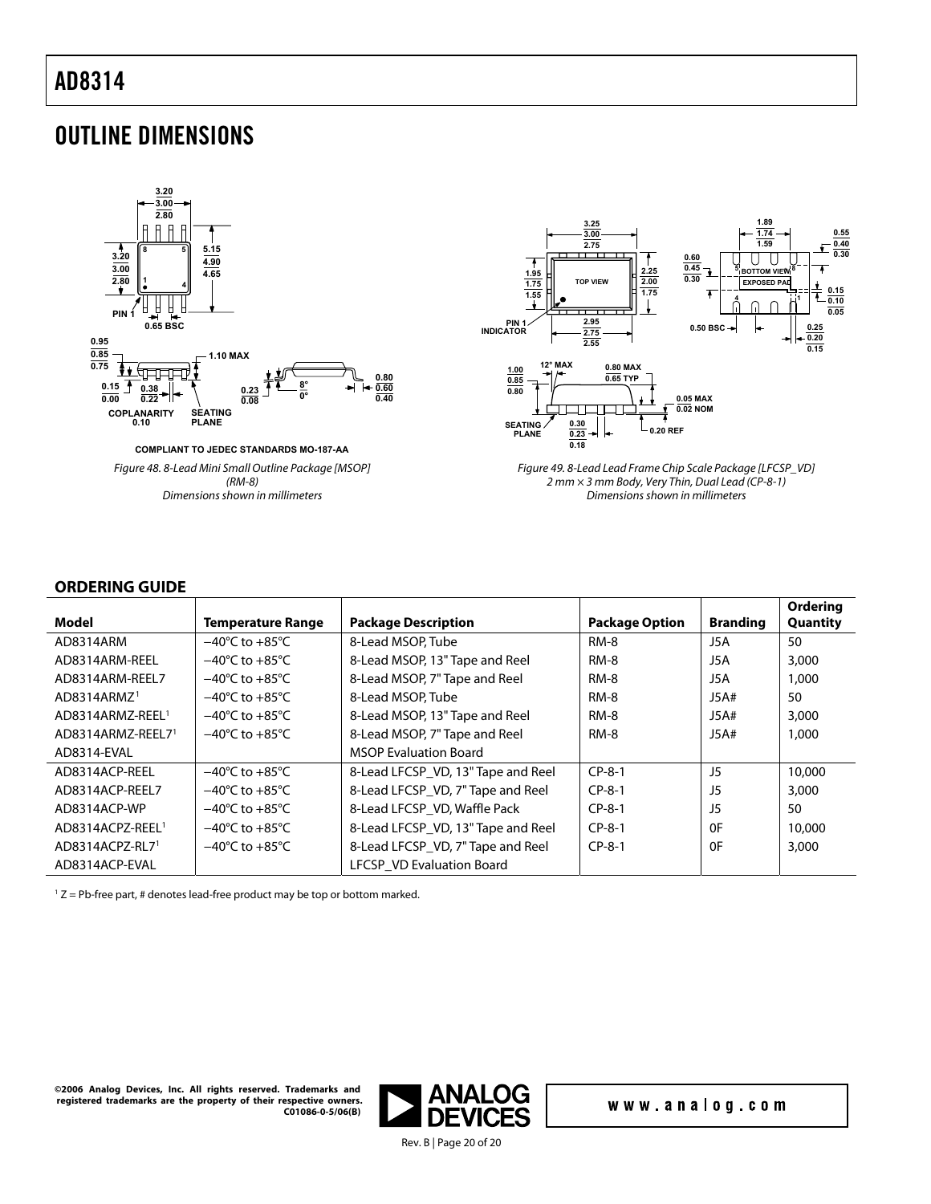# OUTLINE DIMENSIONS

3.20
3.00
2.80

8
5
1
4

3.20
3.00
2.80

5.15
4.90
4.65

PIN 1
0.65 BSC

0.95
0.85
0.75

1.10 MAX

0.15
0.00

0.38
0.22

COPLANARITY
0.10

SEATING
PLANE

0.23
0.08

8°
0°

0.80
0.60
0.40

COMPLIANT TO JEDEC STANDARDS MO-187-AA

*Figure 48. 8-Lead Mini Small Outline Package [MSOP] (RM-8) Dimensions shown in millimeters*

3.25
3.00
2.75

1.95
1.75
1.55

TOP VIEW

2.25
2.00
1.75

PIN 1
INDICATOR

2.95
2.75
2.55

1.89
1.74
1.59

0.60
0.45
0.30

5
BOTTOM VIEW
8
EXPOSED PAD
4
1

0.55
0.40
0.30

0.15
0.10
0.05

0.50 BSC

0.25
0.20
0.15

1.00
0.85
0.80

12° MAX

0.80 MAX
0.65 TYP

0.05 MAX
0.02 NOM

SEATING
PLANE

0.30
0.23
0.18

0.20 REF

*Figure 49. 8-Lead Lead Frame Chip Scale Package [LFCSP_VD] 2 mm × 3 mm Body, Very Thin, Dual Lead (CP-8-1) Dimensions shown in millimeters*

## ORDERING GUIDE

| Model | Temperature Range | Package Description | Package Option | Branding | Ordering Quantity |
|---|---|---|---|---|---|
| AD8314ARM | −40°C to +85°C | 8-Lead MSOP, Tube | RM-8 | J5A | 50 |
| AD8314ARM-REEL | −40°C to +85°C | 8-Lead MSOP, 13" Tape and Reel | RM-8 | J5A | 3,000 |
| AD8314ARM-REEL7 | −40°C to +85°C | 8-Lead MSOP, 7" Tape and Reel | RM-8 | J5A | 1,000 |
| AD8314ARMZ[1] | −40°C to +85°C | 8-Lead MSOP, Tube | RM-8 | J5A# | 50 |
| AD8314ARMZ-REEL[1] | −40°C to +85°C | 8-Lead MSOP, 13" Tape and Reel | RM-8 | J5A# | 3,000 |
| AD8314ARMZ-REEL7[1] | −40°C to +85°C | 8-Lead MSOP, 7" Tape and Reel | RM-8 | J5A# | 1,000 |
| AD8314-EVAL | | MSOP Evaluation Board | | | |
| AD8314ACP-REEL | −40°C to +85°C | 8-Lead LFCSP_VD, 13" Tape and Reel | CP-8-1 | J5 | 10,000 |
| AD8314ACP-REEL7 | −40°C to +85°C | 8-Lead LFCSP_VD, 7" Tape and Reel | CP-8-1 | J5 | 3,000 |
| AD8314ACP-WP | −40°C to +85°C | 8-Lead LFCSP_VD, Waffle Pack | CP-8-1 | J5 | 50 |
| AD8314ACPZ-REEL[1] | −40°C to +85°C | 8-Lead LFCSP_VD, 13" Tape and Reel | CP-8-1 | 0F | 10,000 |
| AD8314ACPZ-RL7[1] | −40°C to +85°C | 8-Lead LFCSP_VD, 7" Tape and Reel | CP-8-1 | 0F | 3,000 |
| AD8314ACP-EVAL | | LFCSP_VD Evaluation Board | | | |

[1] Z = Pb-free part, # denotes lead-free product may be top or bottom marked.

©2006 Analog Devices, Inc. All rights reserved. Trademarks and registered trademarks are the property of their respective owners. C01086-0-5/06(B)

www.analog.com